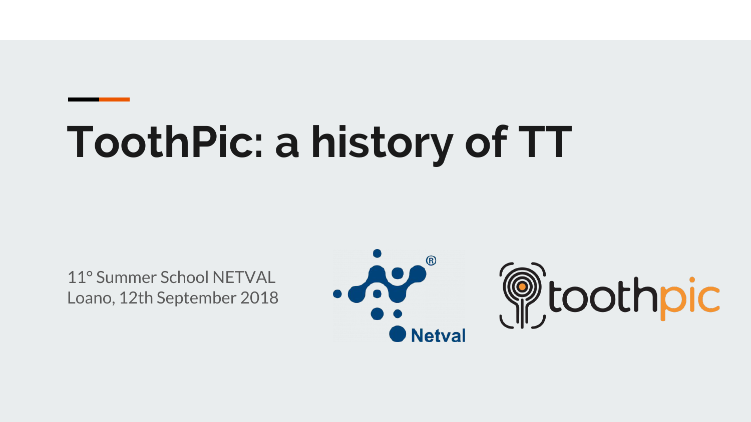# ToothPic: a history of TT

11° Summer School NETVAL
Loano, 12th September 2018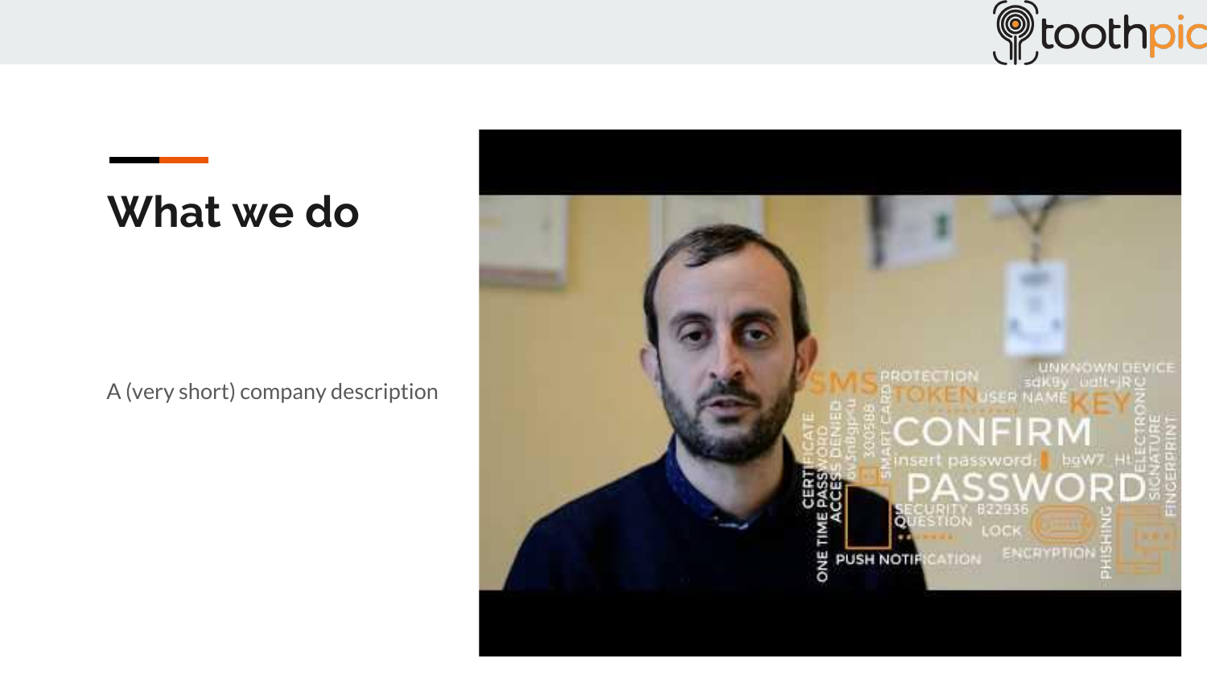# What we do

A (very short) company description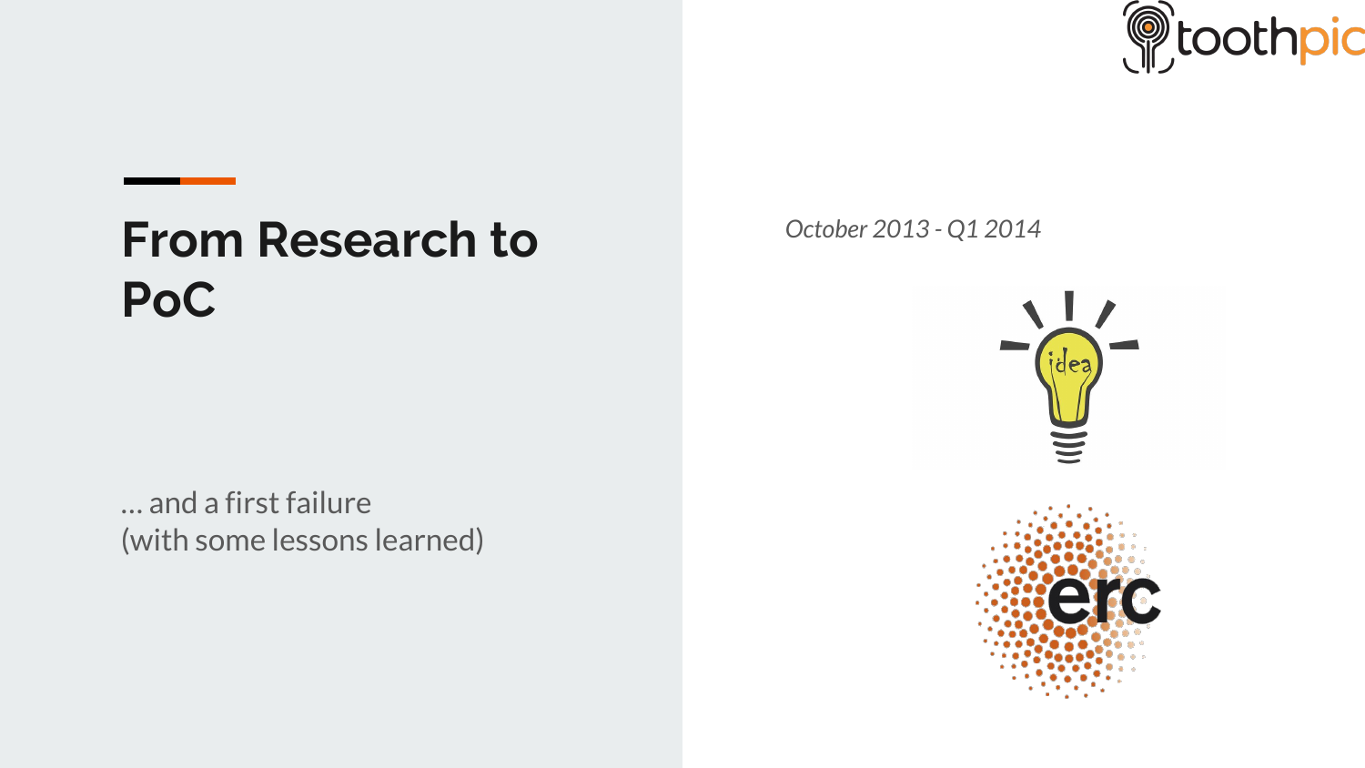# From Research to PoC

… and a first failure
(with some lessons learned)

*October 2013 - Q1 2014*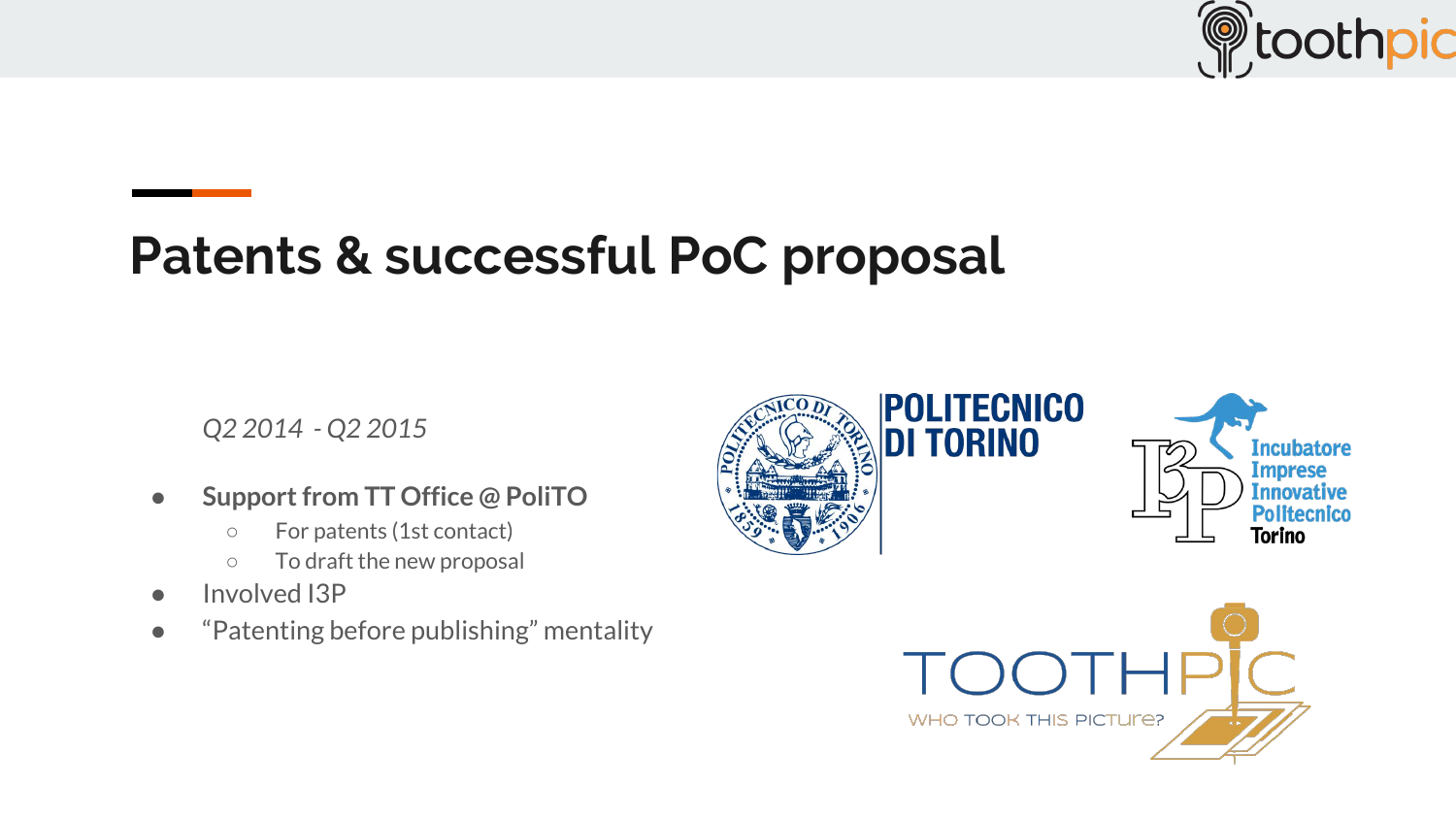# Patents & successful PoC proposal

*Q2 2014 - Q2 2015*

- **Support from TT Office @ PoliTO**
  - For patents (1st contact)
  - To draft the new proposal
- Involved I3P
- “Patenting before publishing” mentality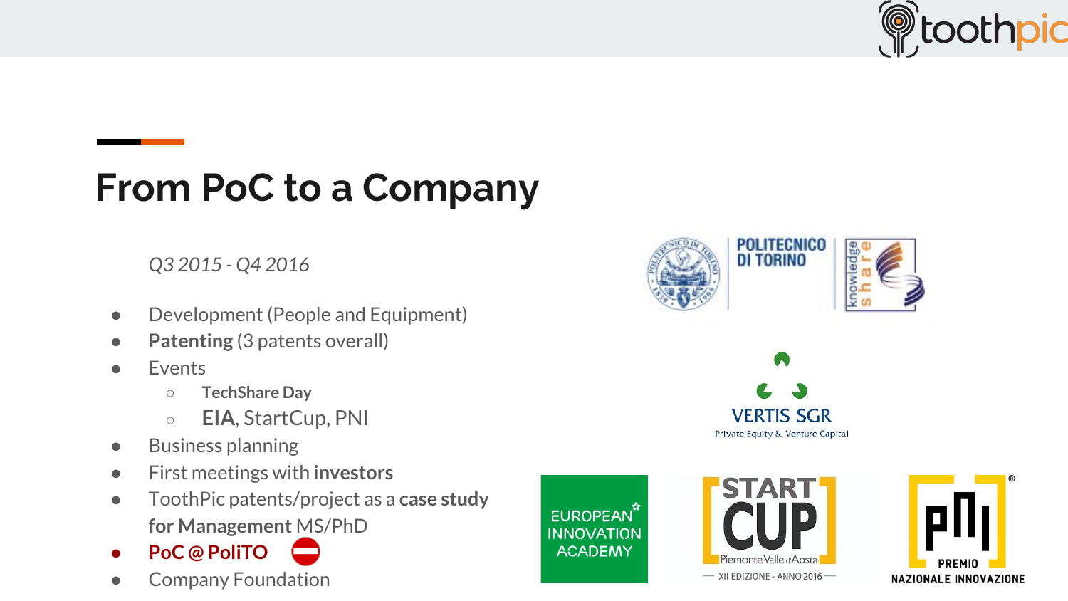# From PoC to a Company

*Q3 2015 - Q4 2016*

- Development (People and Equipment)
- **Patenting** (3 patents overall)
- Events
  - **TechShare Day**
  - **EIA**, StartCup, PNI
- Business planning
- First meetings with **investors**
- ToothPic patents/project as a **case study for Management** MS/PhD
- **PoC @ PoliTO** ⛔
- Company Foundation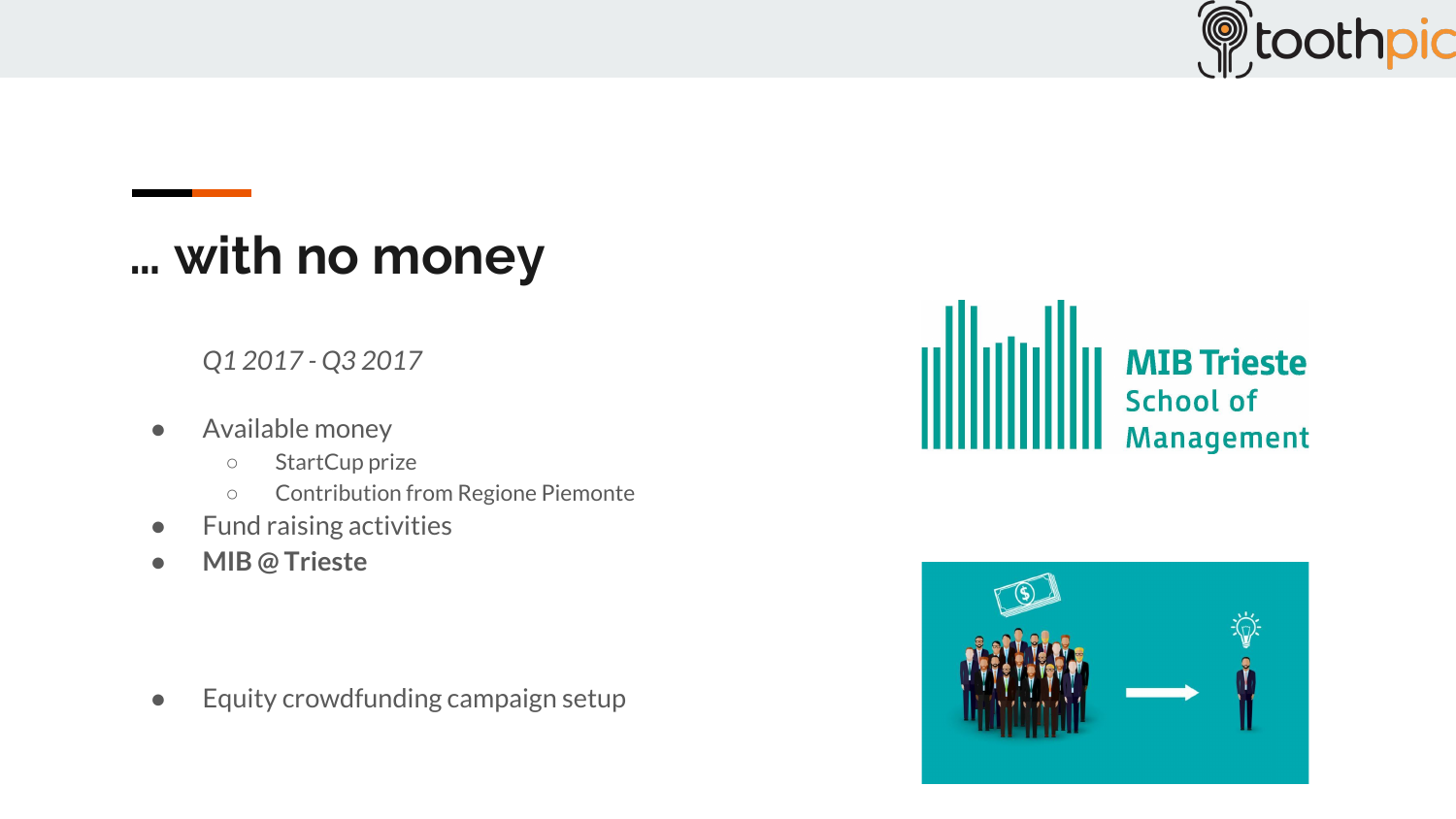# … with no money

*Q1 2017 - Q3 2017*

- Available money
  - StartCup prize
  - Contribution from Regione Piemonte
- Fund raising activities
- **MIB @ Trieste**

- Equity crowdfunding campaign setup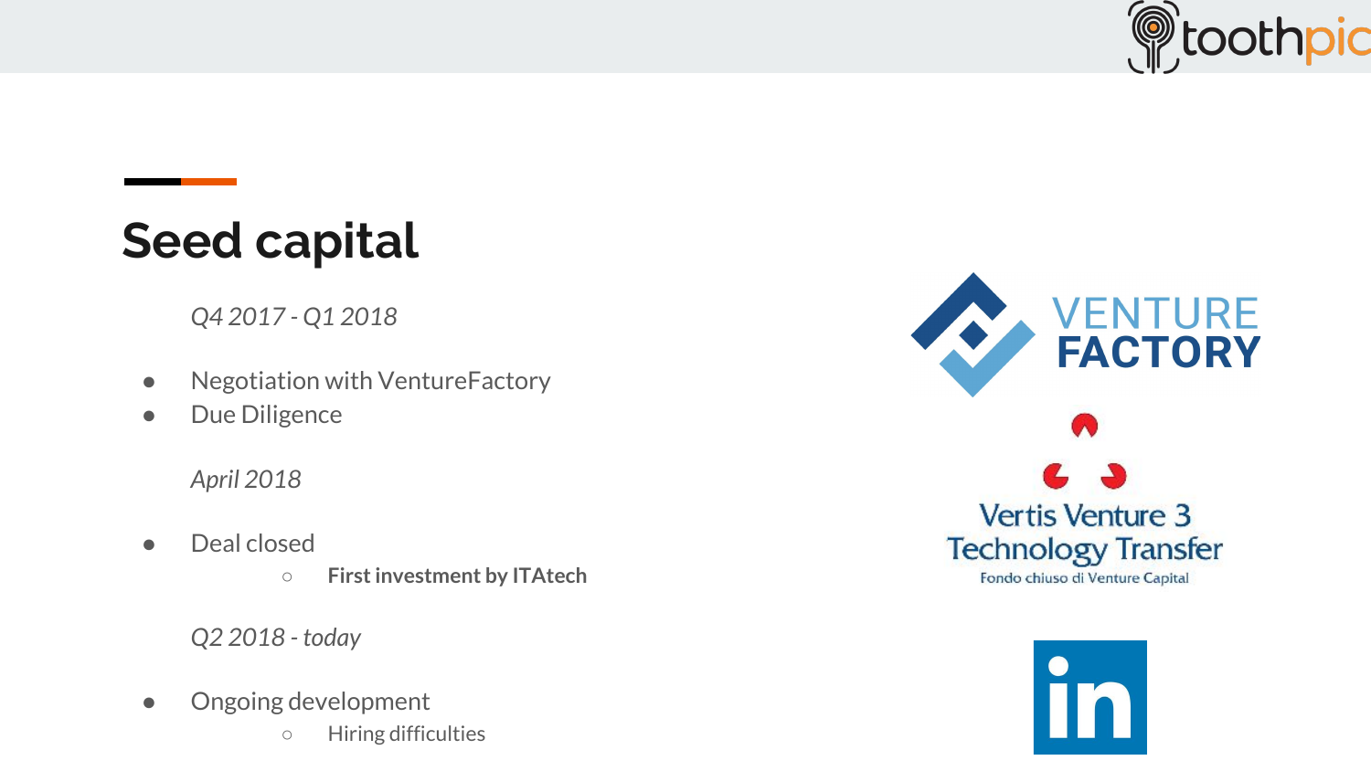# Seed capital

*Q4 2017 - Q1 2018*

- Negotiation with VentureFactory
- Due Diligence

*April 2018*

- Deal closed
  - **First investment by ITAtech**

*Q2 2018 - today*

- Ongoing development
  - Hiring difficulties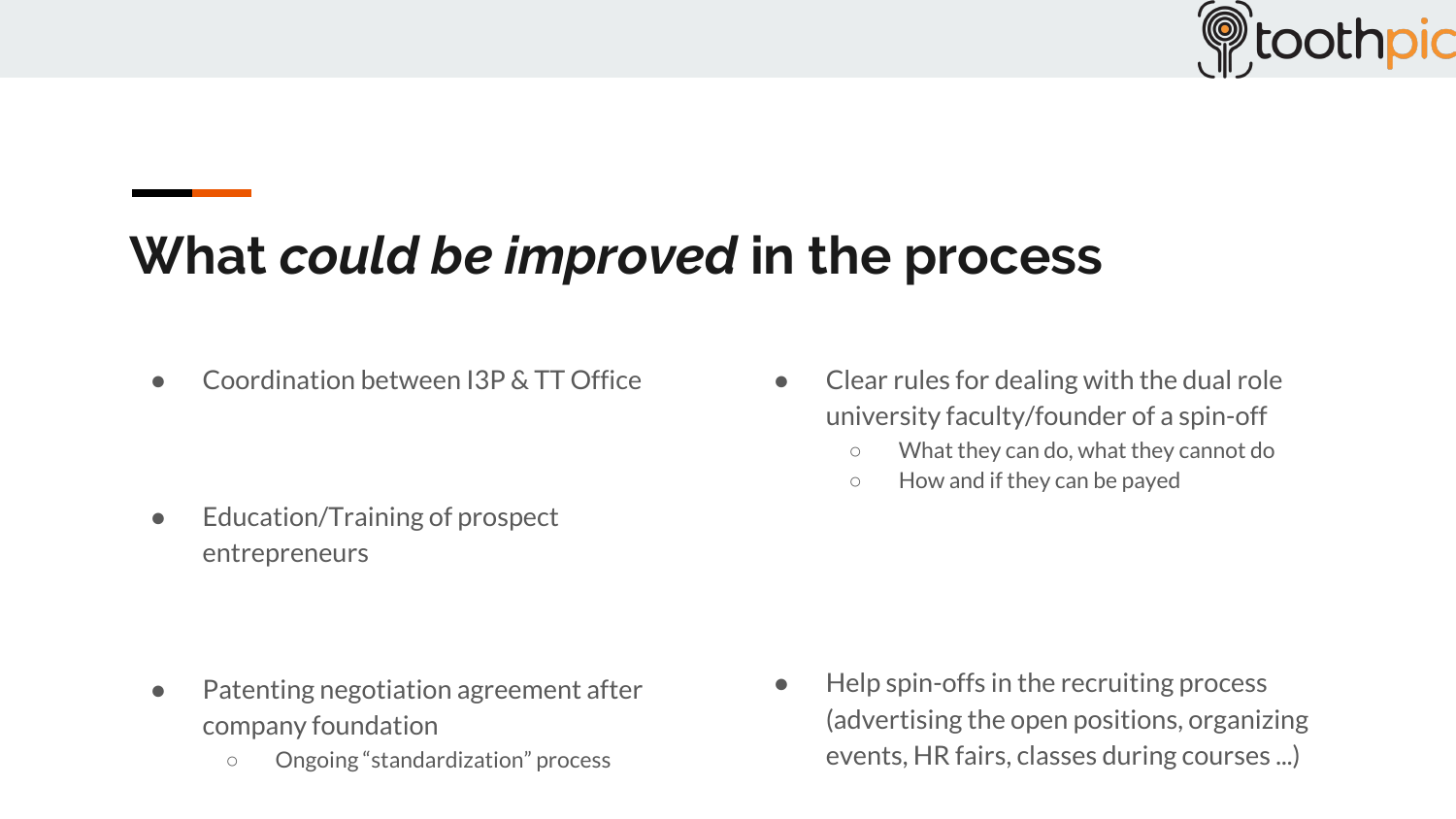# What *could be improved* in the process

- Coordination between I3P & TT Office
- Education/Training of prospect entrepreneurs
- Patenting negotiation agreement after company foundation
  - Ongoing "standardization" process
- Clear rules for dealing with the dual role university faculty/founder of a spin-off
  - What they can do, what they cannot do
  - How and if they can be payed
- Help spin-offs in the recruiting process (advertising the open positions, organizing events, HR fairs, classes during courses ...)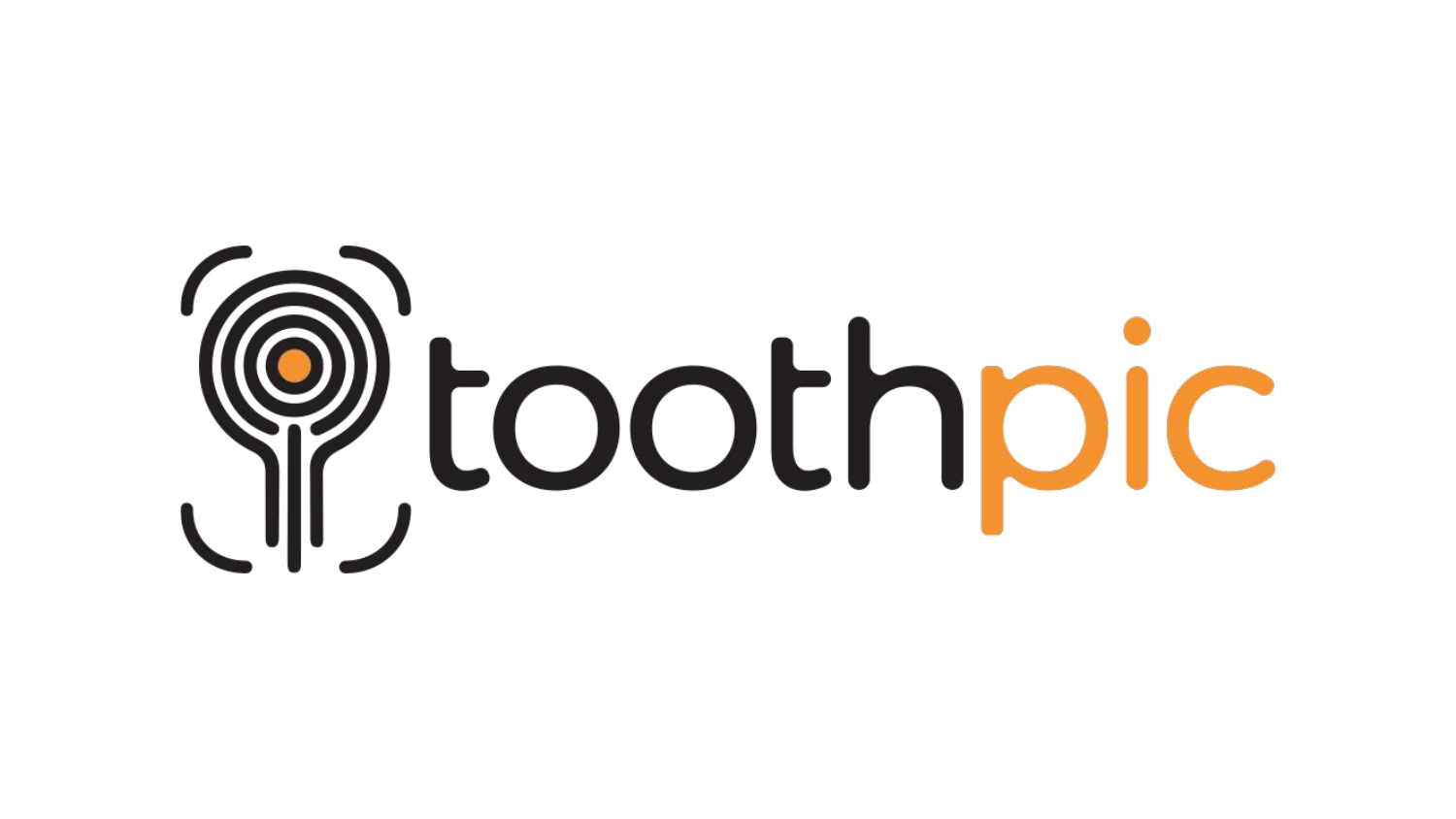toothpic